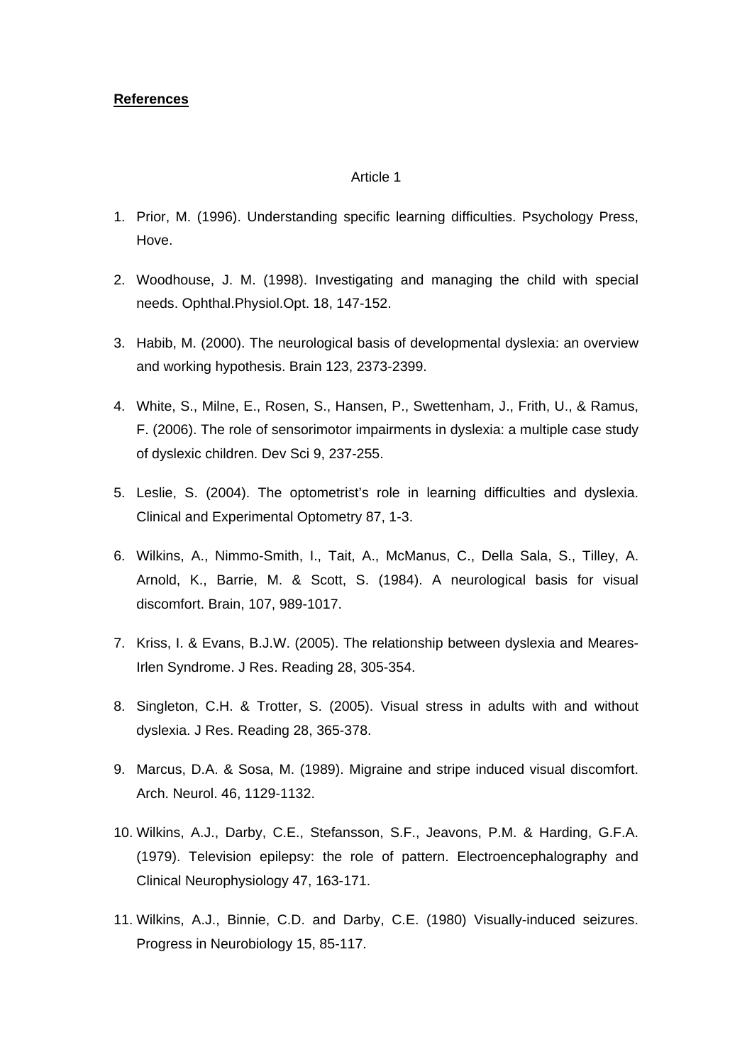**References**

Article 1

1. Prior, M. (1996). Understanding specific learning difficulties. Psychology Press, Hove.

2. Woodhouse, J. M. (1998). Investigating and managing the child with special needs. Ophthal.Physiol.Opt. 18, 147-152.

3. Habib, M. (2000). The neurological basis of developmental dyslexia: an overview and working hypothesis. Brain 123, 2373-2399.

4. White, S., Milne, E., Rosen, S., Hansen, P., Swettenham, J., Frith, U., & Ramus, F. (2006). The role of sensorimotor impairments in dyslexia: a multiple case study of dyslexic children. Dev Sci 9, 237-255.

5. Leslie, S. (2004). The optometrist's role in learning difficulties and dyslexia. Clinical and Experimental Optometry 87, 1-3.

6. Wilkins, A., Nimmo-Smith, I., Tait, A., McManus, C., Della Sala, S., Tilley, A. Arnold, K., Barrie, M. & Scott, S. (1984). A neurological basis for visual discomfort. Brain, 107, 989-1017.

7. Kriss, I. & Evans, B.J.W. (2005). The relationship between dyslexia and Meares-Irlen Syndrome. J Res. Reading 28, 305-354.

8. Singleton, C.H. & Trotter, S. (2005). Visual stress in adults with and without dyslexia. J Res. Reading 28, 365-378.

9. Marcus, D.A. & Sosa, M. (1989). Migraine and stripe induced visual discomfort. Arch. Neurol. 46, 1129-1132.

10. Wilkins, A.J., Darby, C.E., Stefansson, S.F., Jeavons, P.M. & Harding, G.F.A. (1979). Television epilepsy: the role of pattern. Electroencephalography and Clinical Neurophysiology 47, 163-171.

11. Wilkins, A.J., Binnie, C.D. and Darby, C.E. (1980) Visually-induced seizures. Progress in Neurobiology 15, 85-117.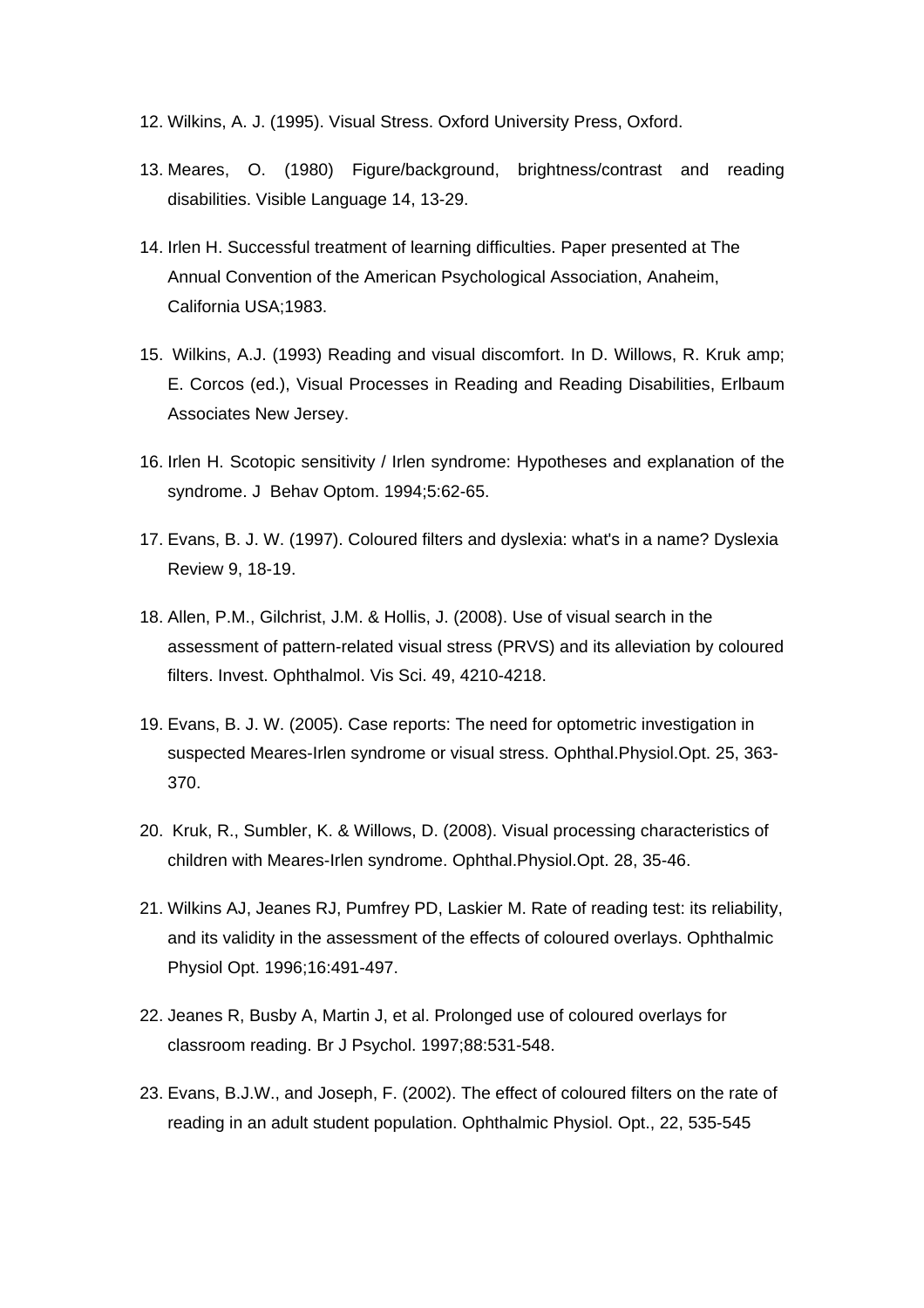12. Wilkins, A. J. (1995). Visual Stress. Oxford University Press, Oxford.

13. Meares, O. (1980) Figure/background, brightness/contrast and reading disabilities. Visible Language 14, 13-29.

14. Irlen H. Successful treatment of learning difficulties. Paper presented at The Annual Convention of the American Psychological Association, Anaheim, California USA;1983.

15. Wilkins, A.J. (1993) Reading and visual discomfort. In D. Willows, R. Kruk amp; E. Corcos (ed.), Visual Processes in Reading and Reading Disabilities, Erlbaum Associates New Jersey.

16. Irlen H. Scotopic sensitivity / Irlen syndrome: Hypotheses and explanation of the syndrome. J Behav Optom. 1994;5:62-65.

17. Evans, B. J. W. (1997). Coloured filters and dyslexia: what's in a name? Dyslexia Review 9, 18-19.

18. Allen, P.M., Gilchrist, J.M. & Hollis, J. (2008). Use of visual search in the assessment of pattern-related visual stress (PRVS) and its alleviation by coloured filters. Invest. Ophthalmol. Vis Sci. 49, 4210-4218.

19. Evans, B. J. W. (2005). Case reports: The need for optometric investigation in suspected Meares-Irlen syndrome or visual stress. Ophthal.Physiol.Opt. 25, 363-370.

20. Kruk, R., Sumbler, K. & Willows, D. (2008). Visual processing characteristics of children with Meares-Irlen syndrome. Ophthal.Physiol.Opt. 28, 35-46.

21. Wilkins AJ, Jeanes RJ, Pumfrey PD, Laskier M. Rate of reading test: its reliability, and its validity in the assessment of the effects of coloured overlays. Ophthalmic Physiol Opt. 1996;16:491-497.

22. Jeanes R, Busby A, Martin J, et al. Prolonged use of coloured overlays for classroom reading. Br J Psychol. 1997;88:531-548.

23. Evans, B.J.W., and Joseph, F. (2002). The effect of coloured filters on the rate of reading in an adult student population. Ophthalmic Physiol. Opt., 22, 535-545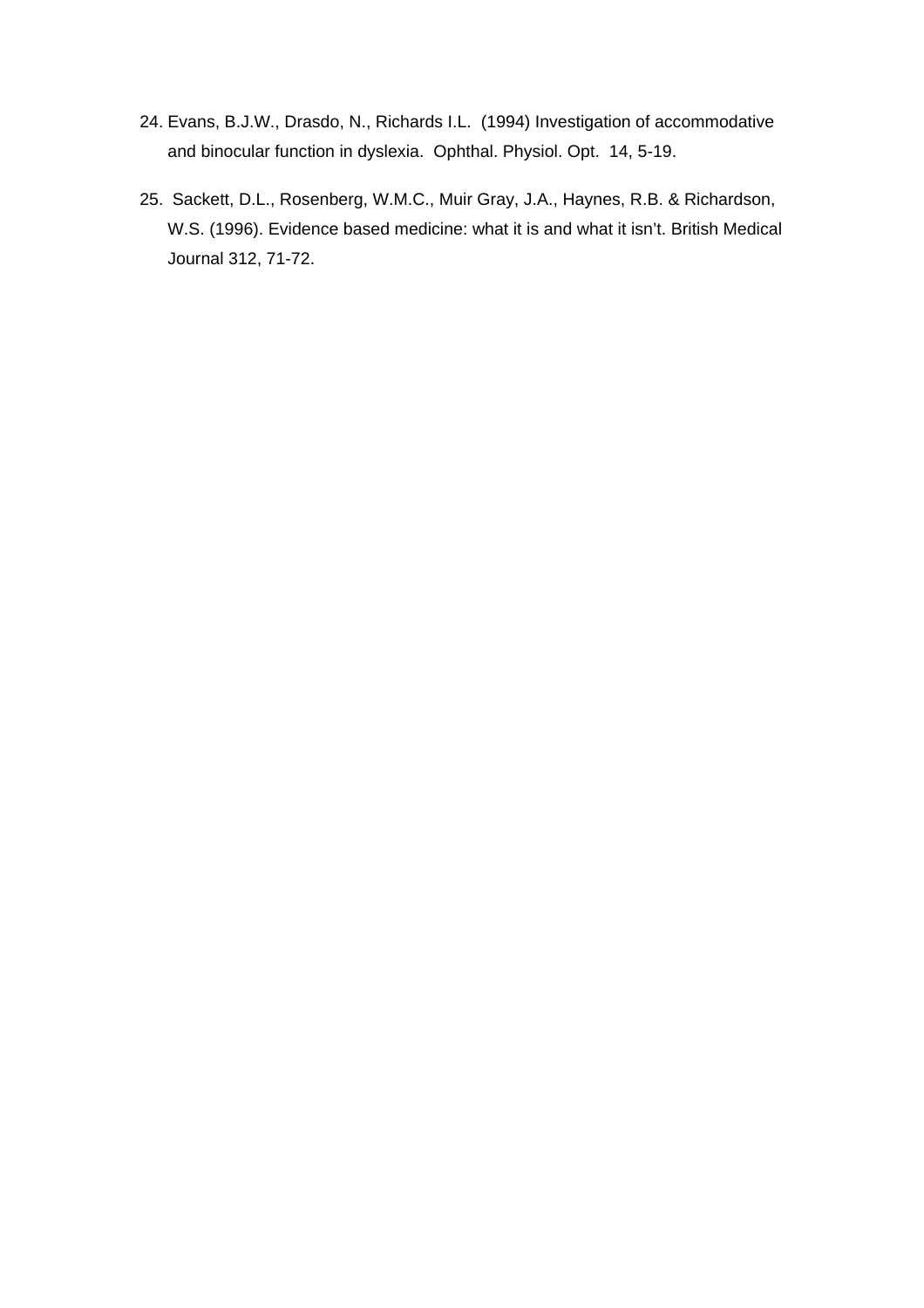24. Evans, B.J.W., Drasdo, N., Richards I.L.  (1994) Investigation of accommodative and binocular function in dyslexia.  Ophthal. Physiol. Opt.  14, 5-19.

25.  Sackett, D.L., Rosenberg, W.M.C., Muir Gray, J.A., Haynes, R.B. & Richardson, W.S. (1996). Evidence based medicine: what it is and what it isn't. British Medical Journal 312, 71-72.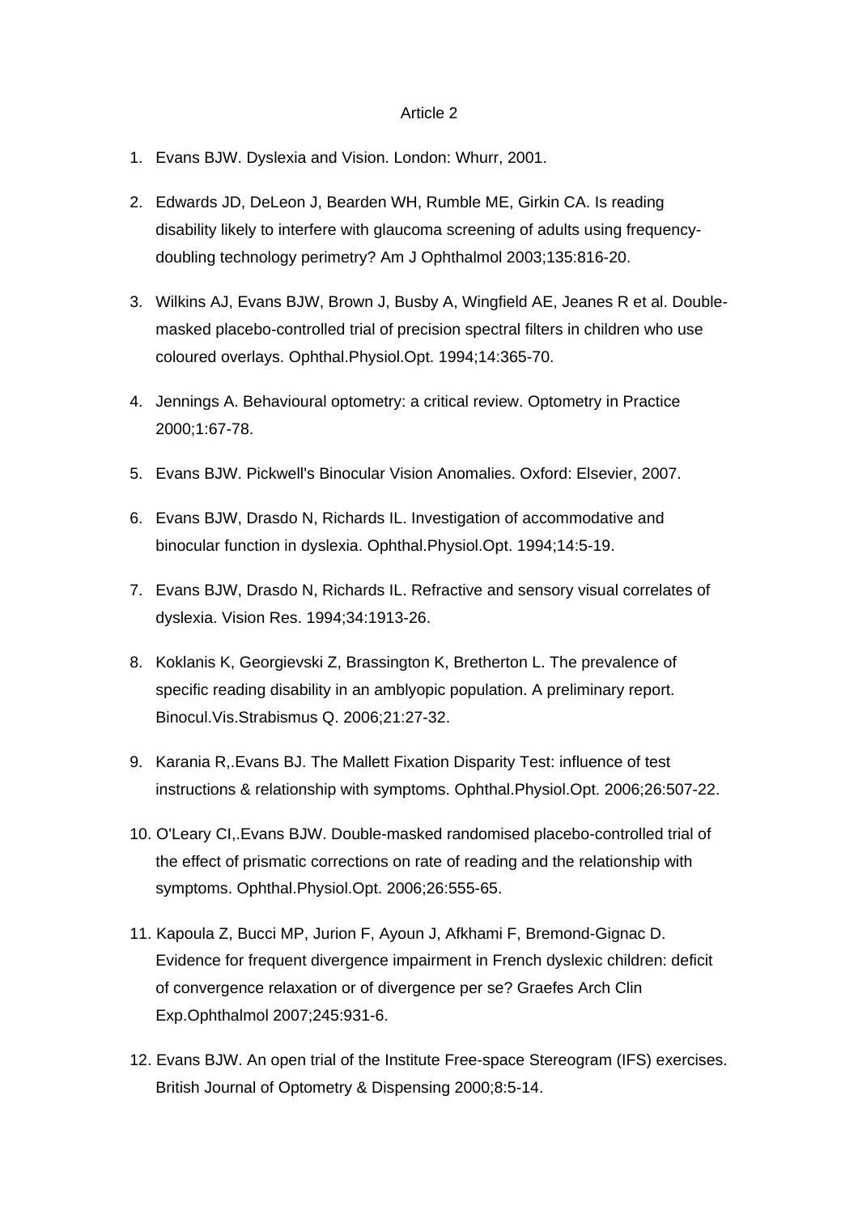Article 2

1. Evans BJW. Dyslexia and Vision. London: Whurr, 2001.

2. Edwards JD, DeLeon J, Bearden WH, Rumble ME, Girkin CA. Is reading disability likely to interfere with glaucoma screening of adults using frequency-doubling technology perimetry? Am J Ophthalmol 2003;135:816-20.

3. Wilkins AJ, Evans BJW, Brown J, Busby A, Wingfield AE, Jeanes R et al. Double-masked placebo-controlled trial of precision spectral filters in children who use coloured overlays. Ophthal.Physiol.Opt. 1994;14:365-70.

4. Jennings A. Behavioural optometry: a critical review. Optometry in Practice 2000;1:67-78.

5. Evans BJW. Pickwell's Binocular Vision Anomalies. Oxford: Elsevier, 2007.

6. Evans BJW, Drasdo N, Richards IL. Investigation of accommodative and binocular function in dyslexia. Ophthal.Physiol.Opt. 1994;14:5-19.

7. Evans BJW, Drasdo N, Richards IL. Refractive and sensory visual correlates of dyslexia. Vision Res. 1994;34:1913-26.

8. Koklanis K, Georgievski Z, Brassington K, Bretherton L. The prevalence of specific reading disability in an amblyopic population. A preliminary report. Binocul.Vis.Strabismus Q. 2006;21:27-32.

9. Karania R,.Evans BJ. The Mallett Fixation Disparity Test: influence of test instructions & relationship with symptoms. Ophthal.Physiol.Opt. 2006;26:507-22.

10. O'Leary CI,.Evans BJW. Double-masked randomised placebo-controlled trial of the effect of prismatic corrections on rate of reading and the relationship with symptoms. Ophthal.Physiol.Opt. 2006;26:555-65.

11. Kapoula Z, Bucci MP, Jurion F, Ayoun J, Afkhami F, Bremond-Gignac D. Evidence for frequent divergence impairment in French dyslexic children: deficit of convergence relaxation or of divergence per se? Graefes Arch Clin Exp.Ophthalmol 2007;245:931-6.

12. Evans BJW. An open trial of the Institute Free-space Stereogram (IFS) exercises. British Journal of Optometry & Dispensing 2000;8:5-14.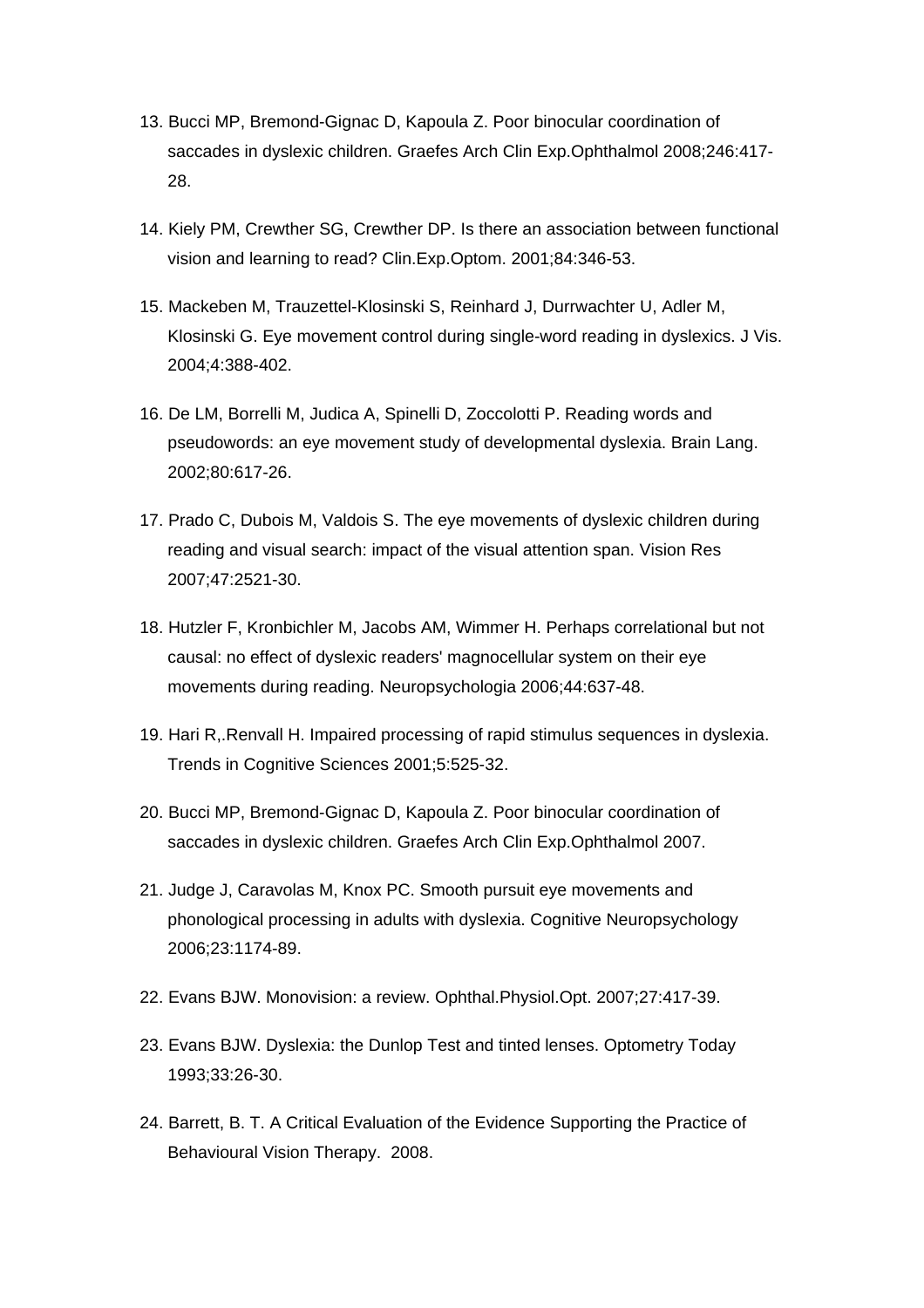13. Bucci MP, Bremond-Gignac D, Kapoula Z. Poor binocular coordination of saccades in dyslexic children. Graefes Arch Clin Exp.Ophthalmol 2008;246:417-28.

14. Kiely PM, Crewther SG, Crewther DP. Is there an association between functional vision and learning to read? Clin.Exp.Optom. 2001;84:346-53.

15. Mackeben M, Trauzettel-Klosinski S, Reinhard J, Durrwachter U, Adler M, Klosinski G. Eye movement control during single-word reading in dyslexics. J Vis. 2004;4:388-402.

16. De LM, Borrelli M, Judica A, Spinelli D, Zoccolotti P. Reading words and pseudowords: an eye movement study of developmental dyslexia. Brain Lang. 2002;80:617-26.

17. Prado C, Dubois M, Valdois S. The eye movements of dyslexic children during reading and visual search: impact of the visual attention span. Vision Res 2007;47:2521-30.

18. Hutzler F, Kronbichler M, Jacobs AM, Wimmer H. Perhaps correlational but not causal: no effect of dyslexic readers' magnocellular system on their eye movements during reading. Neuropsychologia 2006;44:637-48.

19. Hari R,.Renvall H. Impaired processing of rapid stimulus sequences in dyslexia. Trends in Cognitive Sciences 2001;5:525-32.

20. Bucci MP, Bremond-Gignac D, Kapoula Z. Poor binocular coordination of saccades in dyslexic children. Graefes Arch Clin Exp.Ophthalmol 2007.

21. Judge J, Caravolas M, Knox PC. Smooth pursuit eye movements and phonological processing in adults with dyslexia. Cognitive Neuropsychology 2006;23:1174-89.

22. Evans BJW. Monovision: a review. Ophthal.Physiol.Opt. 2007;27:417-39.

23. Evans BJW. Dyslexia: the Dunlop Test and tinted lenses. Optometry Today 1993;33:26-30.

24. Barrett, B. T. A Critical Evaluation of the Evidence Supporting the Practice of Behavioural Vision Therapy. 2008.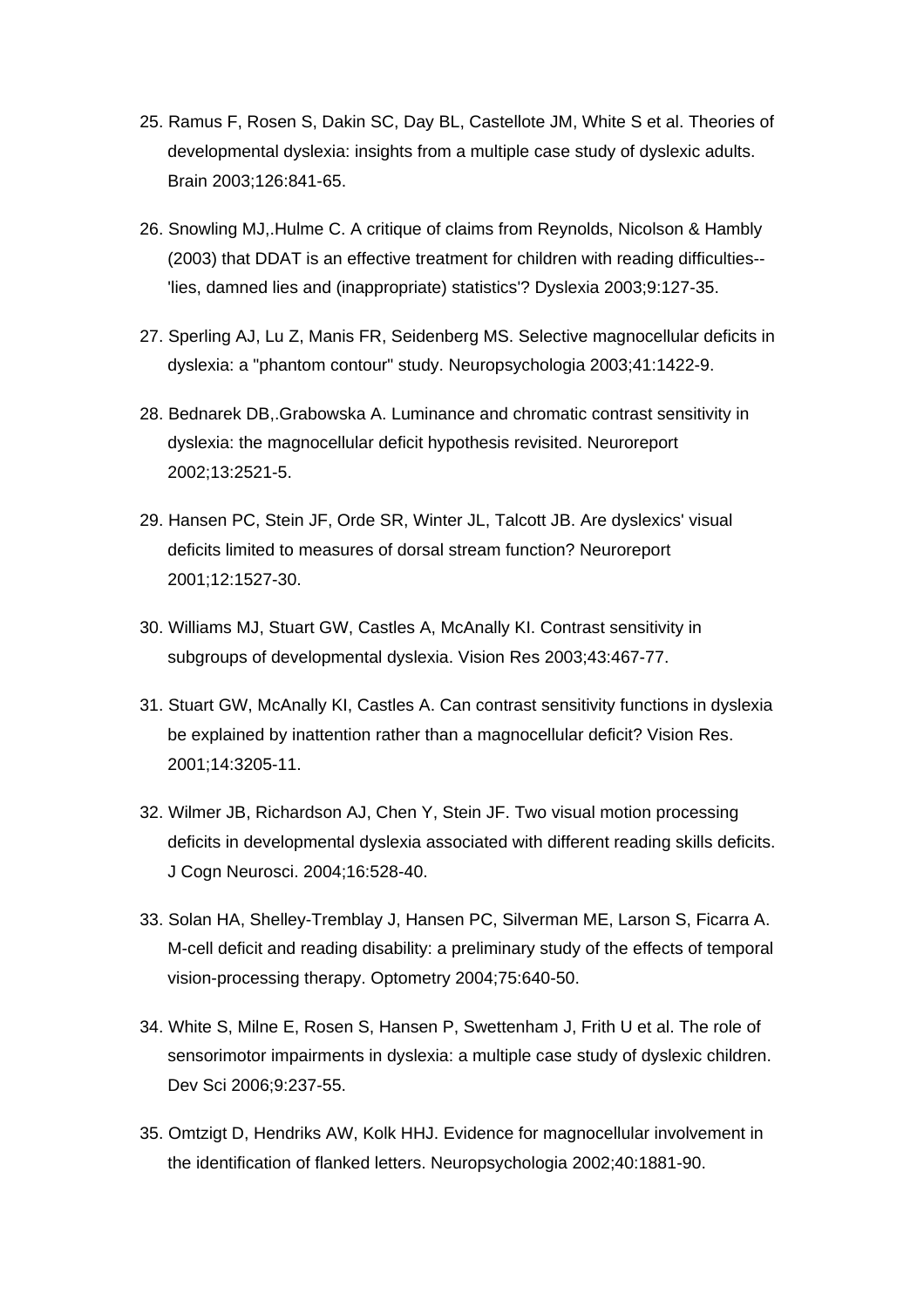25. Ramus F, Rosen S, Dakin SC, Day BL, Castellote JM, White S et al. Theories of developmental dyslexia: insights from a multiple case study of dyslexic adults. Brain 2003;126:841-65.

26. Snowling MJ,.Hulme C. A critique of claims from Reynolds, Nicolson & Hambly (2003) that DDAT is an effective treatment for children with reading difficulties--'lies, damned lies and (inappropriate) statistics'? Dyslexia 2003;9:127-35.

27. Sperling AJ, Lu Z, Manis FR, Seidenberg MS. Selective magnocellular deficits in dyslexia: a "phantom contour" study. Neuropsychologia 2003;41:1422-9.

28. Bednarek DB,.Grabowska A. Luminance and chromatic contrast sensitivity in dyslexia: the magnocellular deficit hypothesis revisited. Neuroreport 2002;13:2521-5.

29. Hansen PC, Stein JF, Orde SR, Winter JL, Talcott JB. Are dyslexics' visual deficits limited to measures of dorsal stream function? Neuroreport 2001;12:1527-30.

30. Williams MJ, Stuart GW, Castles A, McAnally KI. Contrast sensitivity in subgroups of developmental dyslexia. Vision Res 2003;43:467-77.

31. Stuart GW, McAnally KI, Castles A. Can contrast sensitivity functions in dyslexia be explained by inattention rather than a magnocellular deficit? Vision Res. 2001;14:3205-11.

32. Wilmer JB, Richardson AJ, Chen Y, Stein JF. Two visual motion processing deficits in developmental dyslexia associated with different reading skills deficits. J Cogn Neurosci. 2004;16:528-40.

33. Solan HA, Shelley-Tremblay J, Hansen PC, Silverman ME, Larson S, Ficarra A. M-cell deficit and reading disability: a preliminary study of the effects of temporal vision-processing therapy. Optometry 2004;75:640-50.

34. White S, Milne E, Rosen S, Hansen P, Swettenham J, Frith U et al. The role of sensorimotor impairments in dyslexia: a multiple case study of dyslexic children. Dev Sci 2006;9:237-55.

35. Omtzigt D, Hendriks AW, Kolk HHJ. Evidence for magnocellular involvement in the identification of flanked letters. Neuropsychologia 2002;40:1881-90.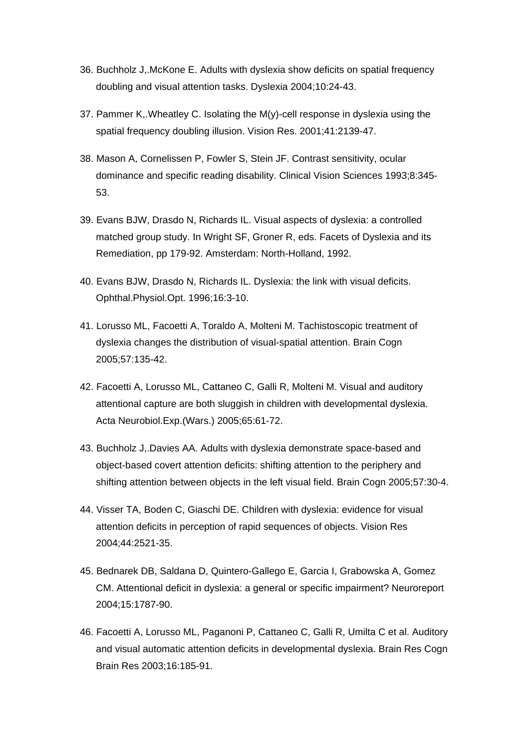36. Buchholz J,.McKone E. Adults with dyslexia show deficits on spatial frequency doubling and visual attention tasks. Dyslexia 2004;10:24-43.

37. Pammer K,.Wheatley C. Isolating the M(y)-cell response in dyslexia using the spatial frequency doubling illusion. Vision Res. 2001;41:2139-47.

38. Mason A, Cornelissen P, Fowler S, Stein JF. Contrast sensitivity, ocular dominance and specific reading disability. Clinical Vision Sciences 1993;8:345-53.

39. Evans BJW, Drasdo N, Richards IL. Visual aspects of dyslexia: a controlled matched group study. In Wright SF, Groner R, eds. Facets of Dyslexia and its Remediation, pp 179-92. Amsterdam: North-Holland, 1992.

40. Evans BJW, Drasdo N, Richards IL. Dyslexia: the link with visual deficits. Ophthal.Physiol.Opt. 1996;16:3-10.

41. Lorusso ML, Facoetti A, Toraldo A, Molteni M. Tachistoscopic treatment of dyslexia changes the distribution of visual-spatial attention. Brain Cogn 2005;57:135-42.

42. Facoetti A, Lorusso ML, Cattaneo C, Galli R, Molteni M. Visual and auditory attentional capture are both sluggish in children with developmental dyslexia. Acta Neurobiol.Exp.(Wars.) 2005;65:61-72.

43. Buchholz J,.Davies AA. Adults with dyslexia demonstrate space-based and object-based covert attention deficits: shifting attention to the periphery and shifting attention between objects in the left visual field. Brain Cogn 2005;57:30-4.

44. Visser TA, Boden C, Giaschi DE. Children with dyslexia: evidence for visual attention deficits in perception of rapid sequences of objects. Vision Res 2004;44:2521-35.

45. Bednarek DB, Saldana D, Quintero-Gallego E, Garcia I, Grabowska A, Gomez CM. Attentional deficit in dyslexia: a general or specific impairment? Neuroreport 2004;15:1787-90.

46. Facoetti A, Lorusso ML, Paganoni P, Cattaneo C, Galli R, Umilta C et al. Auditory and visual automatic attention deficits in developmental dyslexia. Brain Res Cogn Brain Res 2003;16:185-91.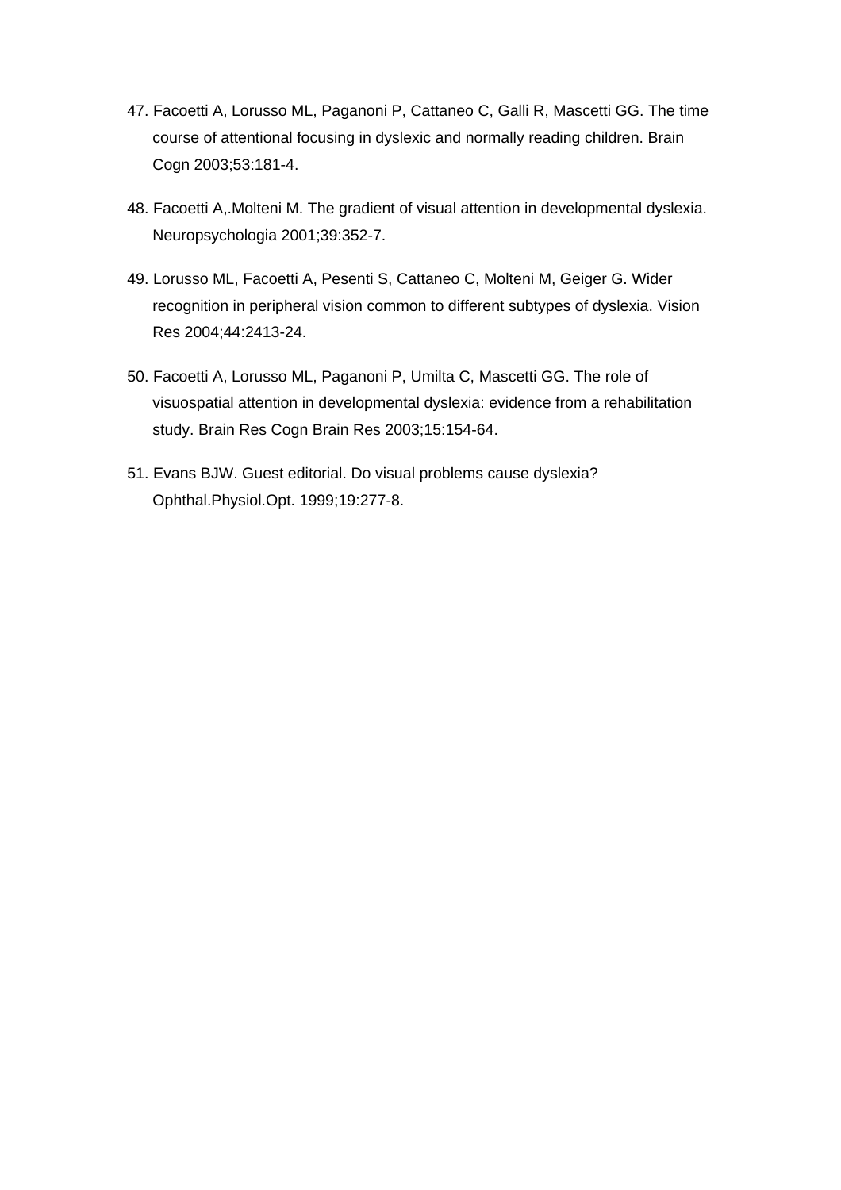47. Facoetti A, Lorusso ML, Paganoni P, Cattaneo C, Galli R, Mascetti GG. The time course of attentional focusing in dyslexic and normally reading children. Brain Cogn 2003;53:181-4.

48. Facoetti A,.Molteni M. The gradient of visual attention in developmental dyslexia. Neuropsychologia 2001;39:352-7.

49. Lorusso ML, Facoetti A, Pesenti S, Cattaneo C, Molteni M, Geiger G. Wider recognition in peripheral vision common to different subtypes of dyslexia. Vision Res 2004;44:2413-24.

50. Facoetti A, Lorusso ML, Paganoni P, Umilta C, Mascetti GG. The role of visuospatial attention in developmental dyslexia: evidence from a rehabilitation study. Brain Res Cogn Brain Res 2003;15:154-64.

51. Evans BJW. Guest editorial. Do visual problems cause dyslexia? Ophthal.Physiol.Opt. 1999;19:277-8.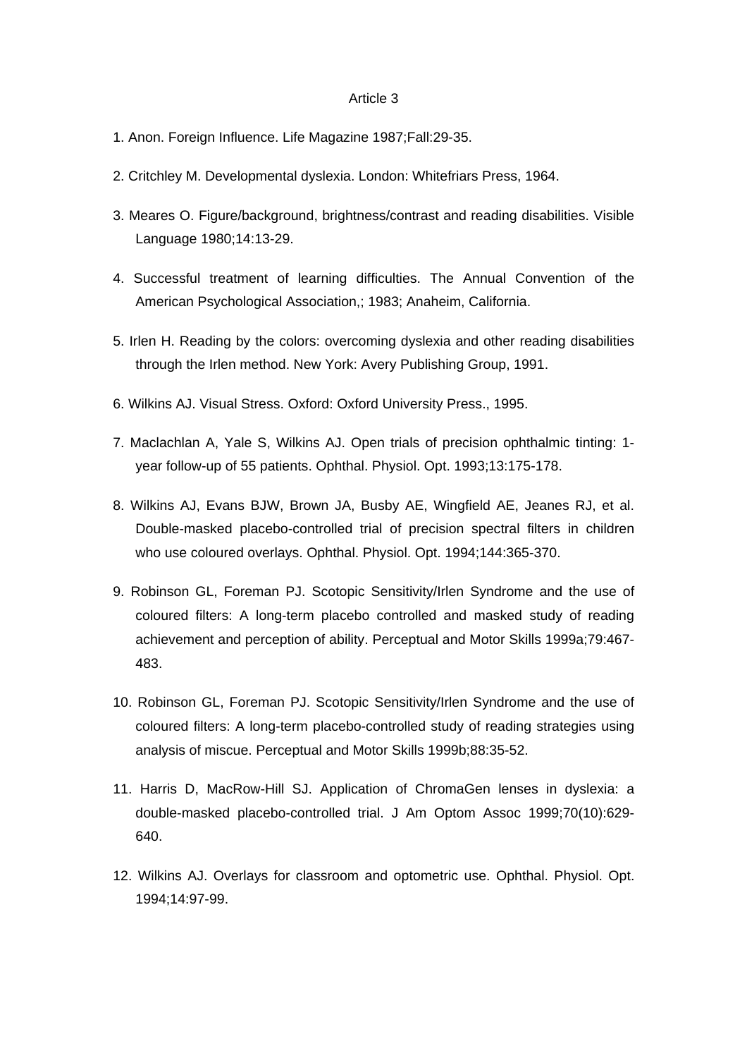Article 3

1. Anon. Foreign Influence. Life Magazine 1987;Fall:29-35.

2. Critchley M. Developmental dyslexia. London: Whitefriars Press, 1964.

3. Meares O. Figure/background, brightness/contrast and reading disabilities. Visible Language 1980;14:13-29.

4. Successful treatment of learning difficulties. The Annual Convention of the American Psychological Association,; 1983; Anaheim, California.

5. Irlen H. Reading by the colors: overcoming dyslexia and other reading disabilities through the Irlen method. New York: Avery Publishing Group, 1991.

6. Wilkins AJ. Visual Stress. Oxford: Oxford University Press., 1995.

7. Maclachlan A, Yale S, Wilkins AJ. Open trials of precision ophthalmic tinting: 1-year follow-up of 55 patients. Ophthal. Physiol. Opt. 1993;13:175-178.

8. Wilkins AJ, Evans BJW, Brown JA, Busby AE, Wingfield AE, Jeanes RJ, et al. Double-masked placebo-controlled trial of precision spectral filters in children who use coloured overlays. Ophthal. Physiol. Opt. 1994;144:365-370.

9. Robinson GL, Foreman PJ. Scotopic Sensitivity/Irlen Syndrome and the use of coloured filters: A long-term placebo controlled and masked study of reading achievement and perception of ability. Perceptual and Motor Skills 1999a;79:467-483.

10. Robinson GL, Foreman PJ. Scotopic Sensitivity/Irlen Syndrome and the use of coloured filters: A long-term placebo-controlled study of reading strategies using analysis of miscue. Perceptual and Motor Skills 1999b;88:35-52.

11. Harris D, MacRow-Hill SJ. Application of ChromaGen lenses in dyslexia: a double-masked placebo-controlled trial. J Am Optom Assoc 1999;70(10):629-640.

12. Wilkins AJ. Overlays for classroom and optometric use. Ophthal. Physiol. Opt. 1994;14:97-99.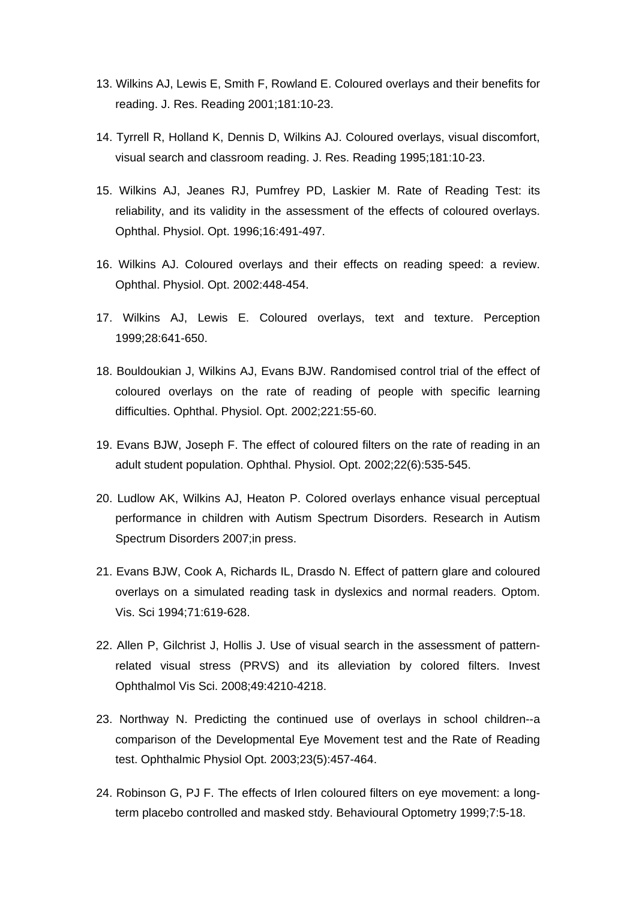13. Wilkins AJ, Lewis E, Smith F, Rowland E. Coloured overlays and their benefits for reading. J. Res. Reading 2001;181:10-23.

14. Tyrrell R, Holland K, Dennis D, Wilkins AJ. Coloured overlays, visual discomfort, visual search and classroom reading. J. Res. Reading 1995;181:10-23.

15. Wilkins AJ, Jeanes RJ, Pumfrey PD, Laskier M. Rate of Reading Test: its reliability, and its validity in the assessment of the effects of coloured overlays. Ophthal. Physiol. Opt. 1996;16:491-497.

16. Wilkins AJ. Coloured overlays and their effects on reading speed: a review. Ophthal. Physiol. Opt. 2002:448-454.

17. Wilkins AJ, Lewis E. Coloured overlays, text and texture. Perception 1999;28:641-650.

18. Bouldoukian J, Wilkins AJ, Evans BJW. Randomised control trial of the effect of coloured overlays on the rate of reading of people with specific learning difficulties. Ophthal. Physiol. Opt. 2002;221:55-60.

19. Evans BJW, Joseph F. The effect of coloured filters on the rate of reading in an adult student population. Ophthal. Physiol. Opt. 2002;22(6):535-545.

20. Ludlow AK, Wilkins AJ, Heaton P. Colored overlays enhance visual perceptual performance in children with Autism Spectrum Disorders. Research in Autism Spectrum Disorders 2007;in press.

21. Evans BJW, Cook A, Richards IL, Drasdo N. Effect of pattern glare and coloured overlays on a simulated reading task in dyslexics and normal readers. Optom. Vis. Sci 1994;71:619-628.

22. Allen P, Gilchrist J, Hollis J. Use of visual search in the assessment of pattern-related visual stress (PRVS) and its alleviation by colored filters. Invest Ophthalmol Vis Sci. 2008;49:4210-4218.

23. Northway N. Predicting the continued use of overlays in school children--a comparison of the Developmental Eye Movement test and the Rate of Reading test. Ophthalmic Physiol Opt. 2003;23(5):457-464.

24. Robinson G, PJ F. The effects of Irlen coloured filters on eye movement: a long-term placebo controlled and masked stdy. Behavioural Optometry 1999;7:5-18.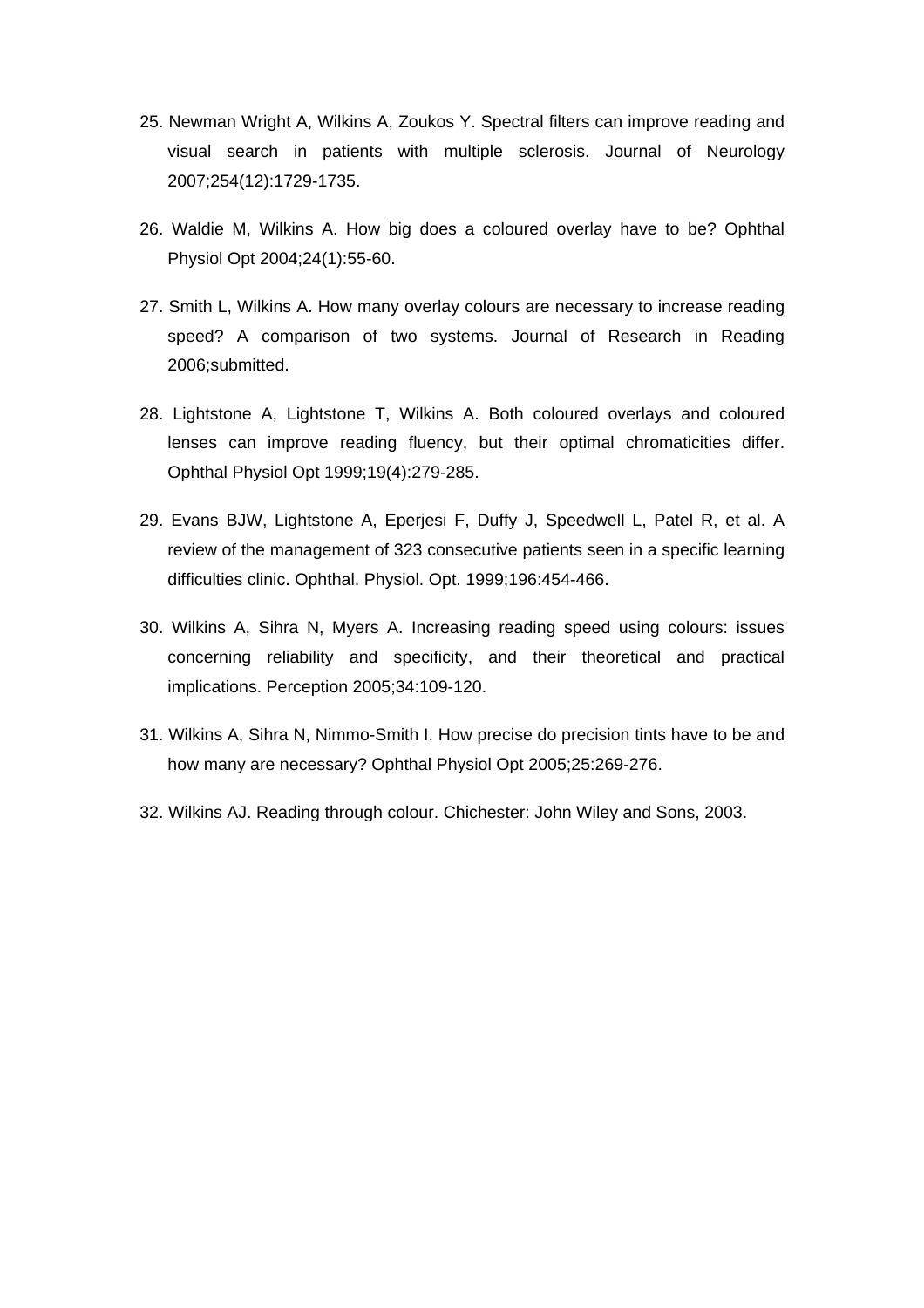25. Newman Wright A, Wilkins A, Zoukos Y. Spectral filters can improve reading and visual search in patients with multiple sclerosis. Journal of Neurology 2007;254(12):1729-1735.

26. Waldie M, Wilkins A. How big does a coloured overlay have to be? Ophthal Physiol Opt 2004;24(1):55-60.

27. Smith L, Wilkins A. How many overlay colours are necessary to increase reading speed? A comparison of two systems. Journal of Research in Reading 2006;submitted.

28. Lightstone A, Lightstone T, Wilkins A. Both coloured overlays and coloured lenses can improve reading fluency, but their optimal chromaticities differ. Ophthal Physiol Opt 1999;19(4):279-285.

29. Evans BJW, Lightstone A, Eperjesi F, Duffy J, Speedwell L, Patel R, et al. A review of the management of 323 consecutive patients seen in a specific learning difficulties clinic. Ophthal. Physiol. Opt. 1999;196:454-466.

30. Wilkins A, Sihra N, Myers A. Increasing reading speed using colours: issues concerning reliability and specificity, and their theoretical and practical implications. Perception 2005;34:109-120.

31. Wilkins A, Sihra N, Nimmo-Smith I. How precise do precision tints have to be and how many are necessary? Ophthal Physiol Opt 2005;25:269-276.

32. Wilkins AJ. Reading through colour. Chichester: John Wiley and Sons, 2003.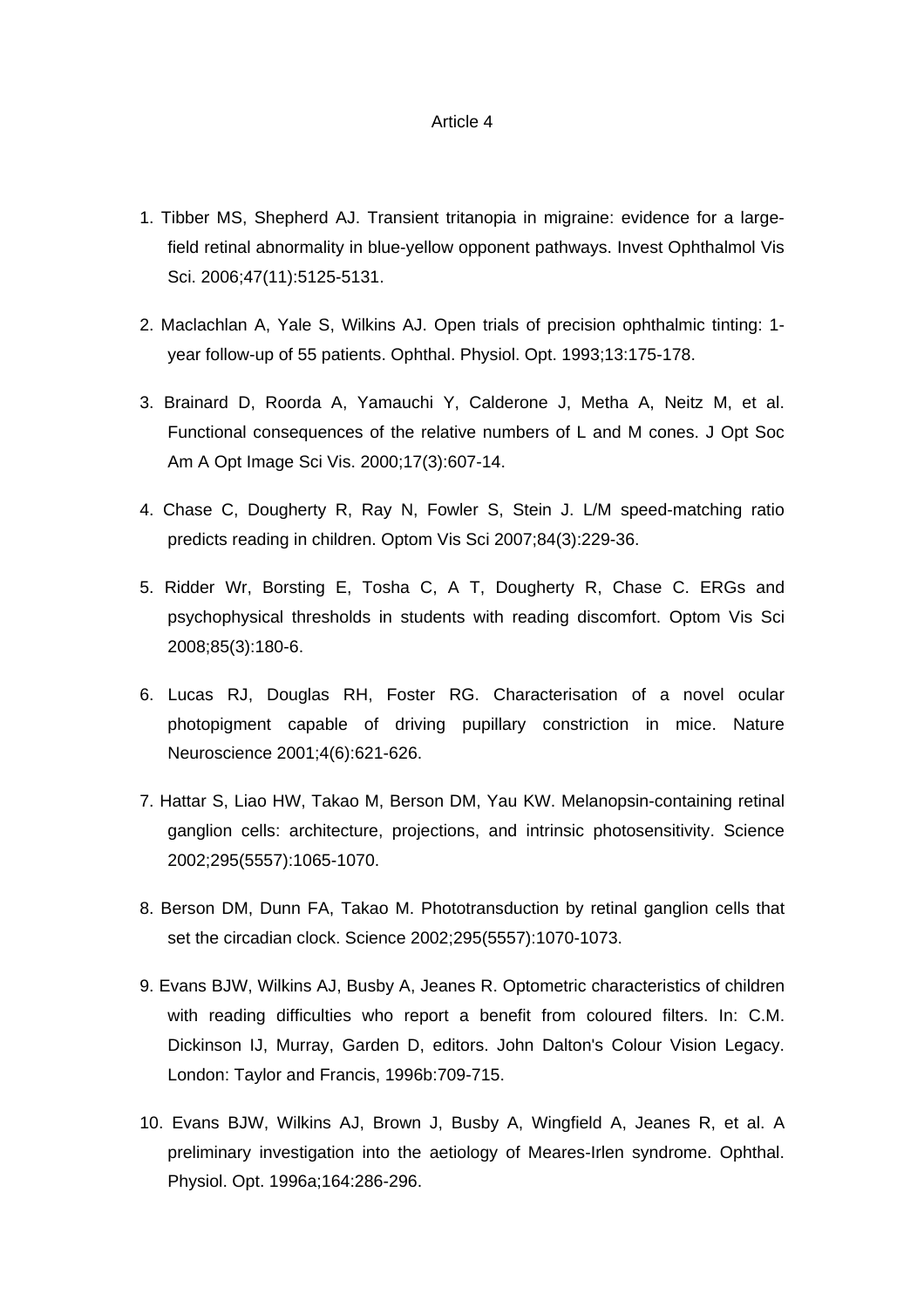Article 4

1. Tibber MS, Shepherd AJ. Transient tritanopia in migraine: evidence for a large-field retinal abnormality in blue-yellow opponent pathways. Invest Ophthalmol Vis Sci. 2006;47(11):5125-5131.

2. Maclachlan A, Yale S, Wilkins AJ. Open trials of precision ophthalmic tinting: 1-year follow-up of 55 patients. Ophthal. Physiol. Opt. 1993;13:175-178.

3. Brainard D, Roorda A, Yamauchi Y, Calderone J, Metha A, Neitz M, et al. Functional consequences of the relative numbers of L and M cones. J Opt Soc Am A Opt Image Sci Vis. 2000;17(3):607-14.

4. Chase C, Dougherty R, Ray N, Fowler S, Stein J. L/M speed-matching ratio predicts reading in children. Optom Vis Sci 2007;84(3):229-36.

5. Ridder Wr, Borsting E, Tosha C, A T, Dougherty R, Chase C. ERGs and psychophysical thresholds in students with reading discomfort. Optom Vis Sci 2008;85(3):180-6.

6. Lucas RJ, Douglas RH, Foster RG. Characterisation of a novel ocular photopigment capable of driving pupillary constriction in mice. Nature Neuroscience 2001;4(6):621-626.

7. Hattar S, Liao HW, Takao M, Berson DM, Yau KW. Melanopsin-containing retinal ganglion cells: architecture, projections, and intrinsic photosensitivity. Science 2002;295(5557):1065-1070.

8. Berson DM, Dunn FA, Takao M. Phototransduction by retinal ganglion cells that set the circadian clock. Science 2002;295(5557):1070-1073.

9. Evans BJW, Wilkins AJ, Busby A, Jeanes R. Optometric characteristics of children with reading difficulties who report a benefit from coloured filters. In: C.M. Dickinson IJ, Murray, Garden D, editors. John Dalton's Colour Vision Legacy. London: Taylor and Francis, 1996b:709-715.

10. Evans BJW, Wilkins AJ, Brown J, Busby A, Wingfield A, Jeanes R, et al. A preliminary investigation into the aetiology of Meares-Irlen syndrome. Ophthal. Physiol. Opt. 1996a;164:286-296.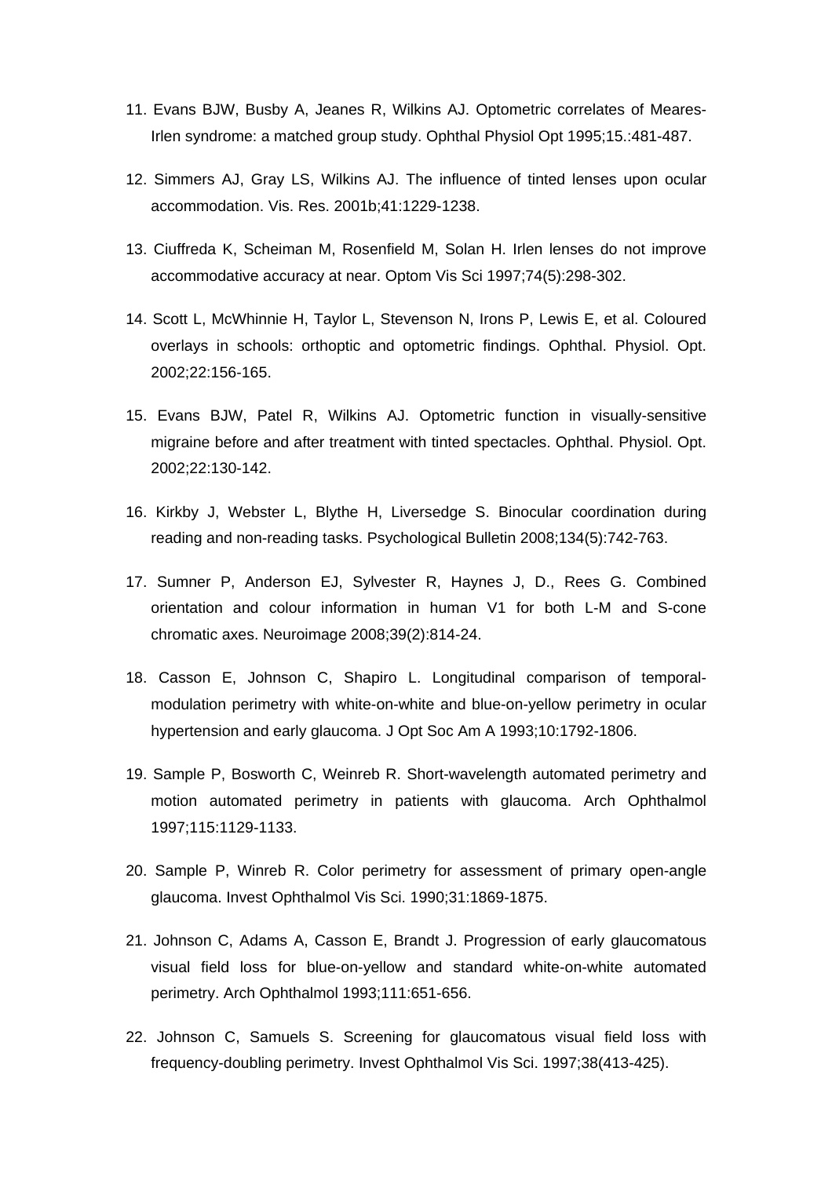11. Evans BJW, Busby A, Jeanes R, Wilkins AJ. Optometric correlates of Meares-Irlen syndrome: a matched group study. Ophthal Physiol Opt 1995;15.:481-487.

12. Simmers AJ, Gray LS, Wilkins AJ. The influence of tinted lenses upon ocular accommodation. Vis. Res. 2001b;41:1229-1238.

13. Ciuffreda K, Scheiman M, Rosenfield M, Solan H. Irlen lenses do not improve accommodative accuracy at near. Optom Vis Sci 1997;74(5):298-302.

14. Scott L, McWhinnie H, Taylor L, Stevenson N, Irons P, Lewis E, et al. Coloured overlays in schools: orthoptic and optometric findings. Ophthal. Physiol. Opt. 2002;22:156-165.

15. Evans BJW, Patel R, Wilkins AJ. Optometric function in visually-sensitive migraine before and after treatment with tinted spectacles. Ophthal. Physiol. Opt. 2002;22:130-142.

16. Kirkby J, Webster L, Blythe H, Liversedge S. Binocular coordination during reading and non-reading tasks. Psychological Bulletin 2008;134(5):742-763.

17. Sumner P, Anderson EJ, Sylvester R, Haynes J, D., Rees G. Combined orientation and colour information in human V1 for both L-M and S-cone chromatic axes. Neuroimage 2008;39(2):814-24.

18. Casson E, Johnson C, Shapiro L. Longitudinal comparison of temporal-modulation perimetry with white-on-white and blue-on-yellow perimetry in ocular hypertension and early glaucoma. J Opt Soc Am A 1993;10:1792-1806.

19. Sample P, Bosworth C, Weinreb R. Short-wavelength automated perimetry and motion automated perimetry in patients with glaucoma. Arch Ophthalmol 1997;115:1129-1133.

20. Sample P, Winreb R. Color perimetry for assessment of primary open-angle glaucoma. Invest Ophthalmol Vis Sci. 1990;31:1869-1875.

21. Johnson C, Adams A, Casson E, Brandt J. Progression of early glaucomatous visual field loss for blue-on-yellow and standard white-on-white automated perimetry. Arch Ophthalmol 1993;111:651-656.

22. Johnson C, Samuels S. Screening for glaucomatous visual field loss with frequency-doubling perimetry. Invest Ophthalmol Vis Sci. 1997;38(413-425).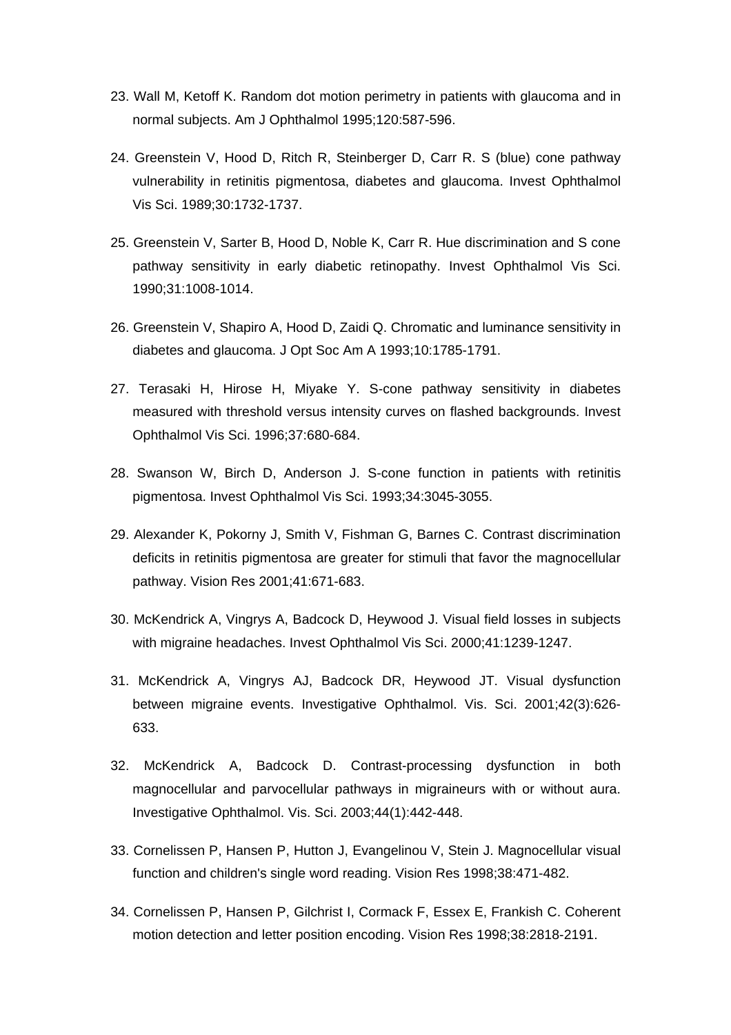23. Wall M, Ketoff K. Random dot motion perimetry in patients with glaucoma and in normal subjects. Am J Ophthalmol 1995;120:587-596.

24. Greenstein V, Hood D, Ritch R, Steinberger D, Carr R. S (blue) cone pathway vulnerability in retinitis pigmentosa, diabetes and glaucoma. Invest Ophthalmol Vis Sci. 1989;30:1732-1737.

25. Greenstein V, Sarter B, Hood D, Noble K, Carr R. Hue discrimination and S cone pathway sensitivity in early diabetic retinopathy. Invest Ophthalmol Vis Sci. 1990;31:1008-1014.

26. Greenstein V, Shapiro A, Hood D, Zaidi Q. Chromatic and luminance sensitivity in diabetes and glaucoma. J Opt Soc Am A 1993;10:1785-1791.

27. Terasaki H, Hirose H, Miyake Y. S-cone pathway sensitivity in diabetes measured with threshold versus intensity curves on flashed backgrounds. Invest Ophthalmol Vis Sci. 1996;37:680-684.

28. Swanson W, Birch D, Anderson J. S-cone function in patients with retinitis pigmentosa. Invest Ophthalmol Vis Sci. 1993;34:3045-3055.

29. Alexander K, Pokorny J, Smith V, Fishman G, Barnes C. Contrast discrimination deficits in retinitis pigmentosa are greater for stimuli that favor the magnocellular pathway. Vision Res 2001;41:671-683.

30. McKendrick A, Vingrys A, Badcock D, Heywood J. Visual field losses in subjects with migraine headaches. Invest Ophthalmol Vis Sci. 2000;41:1239-1247.

31. McKendrick A, Vingrys AJ, Badcock DR, Heywood JT. Visual dysfunction between migraine events. Investigative Ophthalmol. Vis. Sci. 2001;42(3):626-633.

32. McKendrick A, Badcock D. Contrast-processing dysfunction in both magnocellular and parvocellular pathways in migraineurs with or without aura. Investigative Ophthalmol. Vis. Sci. 2003;44(1):442-448.

33. Cornelissen P, Hansen P, Hutton J, Evangelinou V, Stein J. Magnocellular visual function and children's single word reading. Vision Res 1998;38:471-482.

34. Cornelissen P, Hansen P, Gilchrist I, Cormack F, Essex E, Frankish C. Coherent motion detection and letter position encoding. Vision Res 1998;38:2818-2191.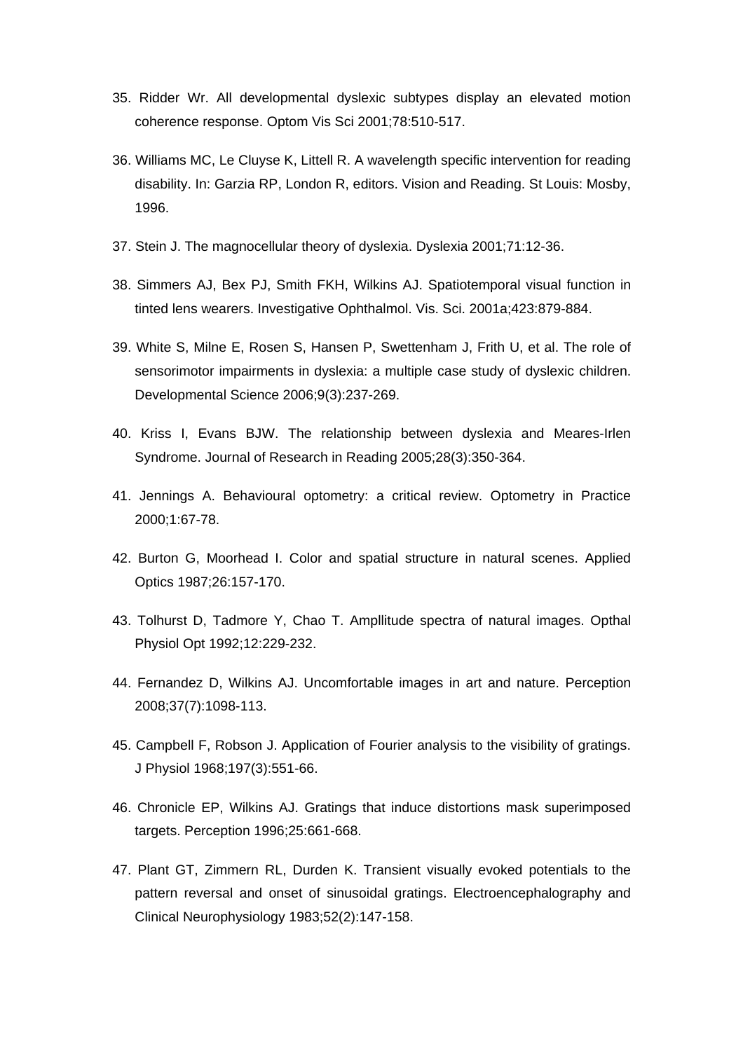35. Ridder Wr. All developmental dyslexic subtypes display an elevated motion coherence response. Optom Vis Sci 2001;78:510-517.

36. Williams MC, Le Cluyse K, Littell R. A wavelength specific intervention for reading disability. In: Garzia RP, London R, editors. Vision and Reading. St Louis: Mosby, 1996.

37. Stein J. The magnocellular theory of dyslexia. Dyslexia 2001;71:12-36.

38. Simmers AJ, Bex PJ, Smith FKH, Wilkins AJ. Spatiotemporal visual function in tinted lens wearers. Investigative Ophthalmol. Vis. Sci. 2001a;423:879-884.

39. White S, Milne E, Rosen S, Hansen P, Swettenham J, Frith U, et al. The role of sensorimotor impairments in dyslexia: a multiple case study of dyslexic children. Developmental Science 2006;9(3):237-269.

40. Kriss I, Evans BJW. The relationship between dyslexia and Meares-Irlen Syndrome. Journal of Research in Reading 2005;28(3):350-364.

41. Jennings A. Behavioural optometry: a critical review. Optometry in Practice 2000;1:67-78.

42. Burton G, Moorhead I. Color and spatial structure in natural scenes. Applied Optics 1987;26:157-170.

43. Tolhurst D, Tadmore Y, Chao T. Ampllitude spectra of natural images. Opthal Physiol Opt 1992;12:229-232.

44. Fernandez D, Wilkins AJ. Uncomfortable images in art and nature. Perception 2008;37(7):1098-113.

45. Campbell F, Robson J. Application of Fourier analysis to the visibility of gratings. J Physiol 1968;197(3):551-66.

46. Chronicle EP, Wilkins AJ. Gratings that induce distortions mask superimposed targets. Perception 1996;25:661-668.

47. Plant GT, Zimmern RL, Durden K. Transient visually evoked potentials to the pattern reversal and onset of sinusoidal gratings. Electroencephalography and Clinical Neurophysiology 1983;52(2):147-158.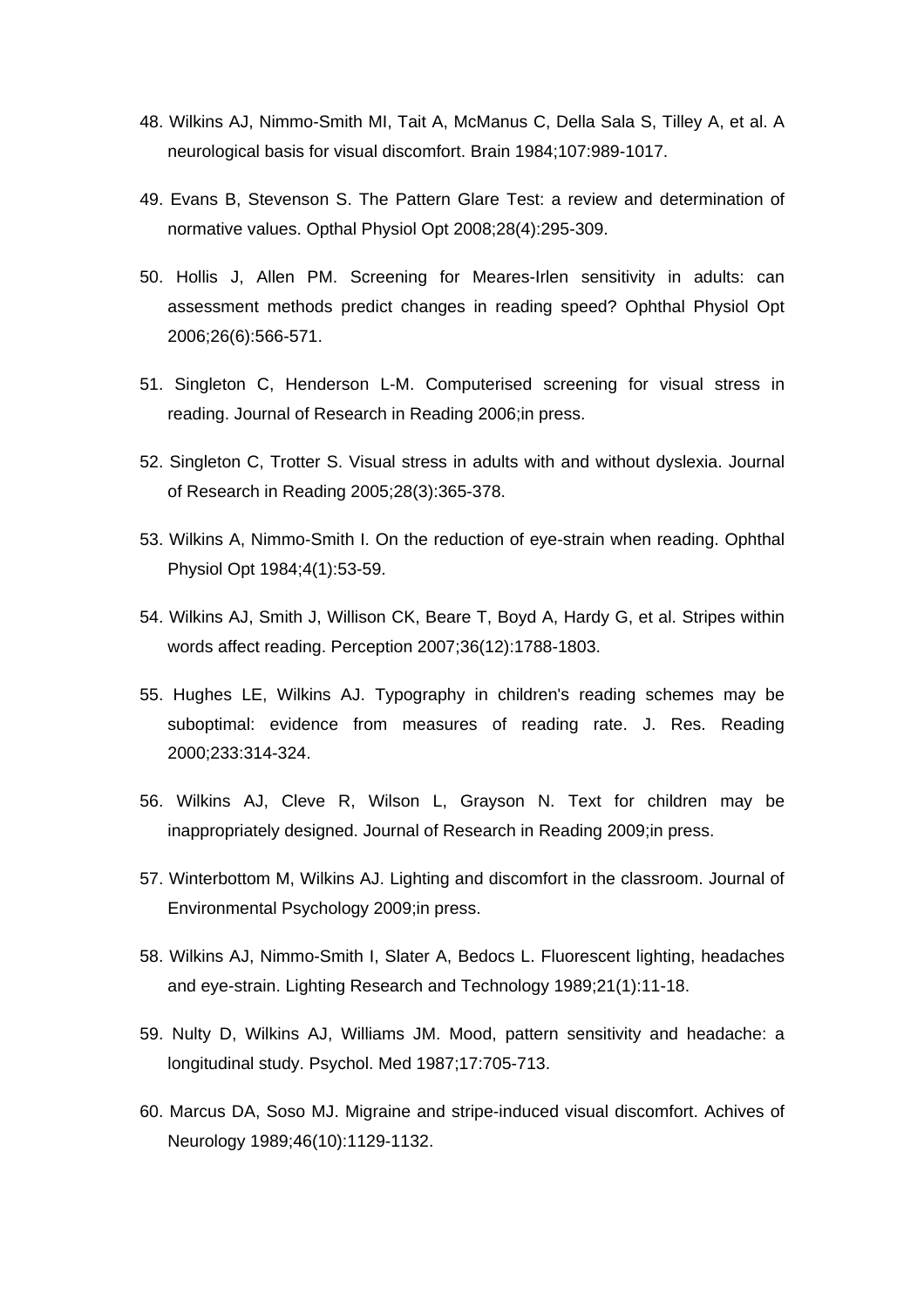48. Wilkins AJ, Nimmo-Smith MI, Tait A, McManus C, Della Sala S, Tilley A, et al. A neurological basis for visual discomfort. Brain 1984;107:989-1017.

49. Evans B, Stevenson S. The Pattern Glare Test: a review and determination of normative values. Opthal Physiol Opt 2008;28(4):295-309.

50. Hollis J, Allen PM. Screening for Meares-Irlen sensitivity in adults: can assessment methods predict changes in reading speed? Ophthal Physiol Opt 2006;26(6):566-571.

51. Singleton C, Henderson L-M. Computerised screening for visual stress in reading. Journal of Research in Reading 2006;in press.

52. Singleton C, Trotter S. Visual stress in adults with and without dyslexia. Journal of Research in Reading 2005;28(3):365-378.

53. Wilkins A, Nimmo-Smith I. On the reduction of eye-strain when reading. Ophthal Physiol Opt 1984;4(1):53-59.

54. Wilkins AJ, Smith J, Willison CK, Beare T, Boyd A, Hardy G, et al. Stripes within words affect reading. Perception 2007;36(12):1788-1803.

55. Hughes LE, Wilkins AJ. Typography in children's reading schemes may be suboptimal: evidence from measures of reading rate. J. Res. Reading 2000;233:314-324.

56. Wilkins AJ, Cleve R, Wilson L, Grayson N. Text for children may be inappropriately designed. Journal of Research in Reading 2009;in press.

57. Winterbottom M, Wilkins AJ. Lighting and discomfort in the classroom. Journal of Environmental Psychology 2009;in press.

58. Wilkins AJ, Nimmo-Smith I, Slater A, Bedocs L. Fluorescent lighting, headaches and eye-strain. Lighting Research and Technology 1989;21(1):11-18.

59. Nulty D, Wilkins AJ, Williams JM. Mood, pattern sensitivity and headache: a longitudinal study. Psychol. Med 1987;17:705-713.

60. Marcus DA, Soso MJ. Migraine and stripe-induced visual discomfort. Achives of Neurology 1989;46(10):1129-1132.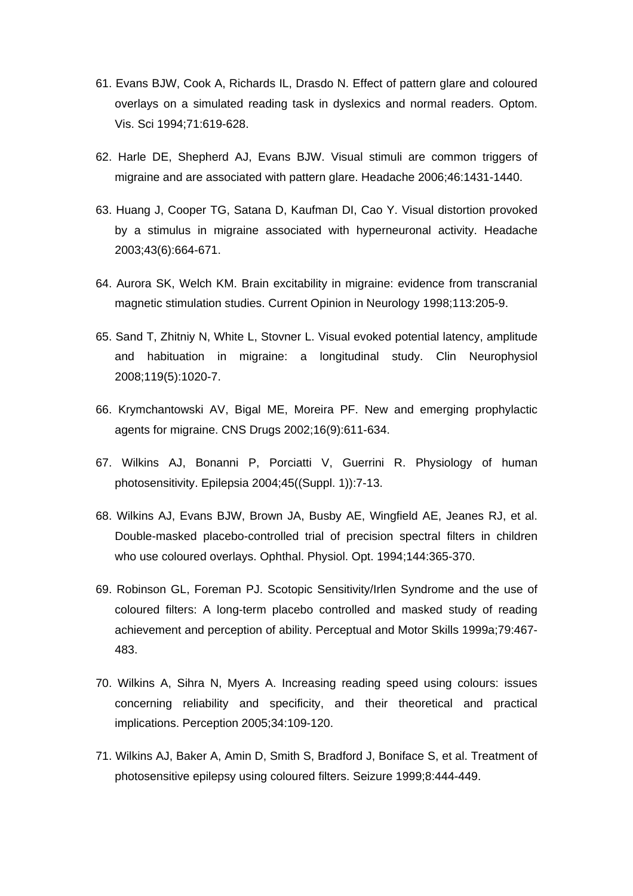61. Evans BJW, Cook A, Richards IL, Drasdo N. Effect of pattern glare and coloured overlays on a simulated reading task in dyslexics and normal readers. Optom. Vis. Sci 1994;71:619-628.

62. Harle DE, Shepherd AJ, Evans BJW. Visual stimuli are common triggers of migraine and are associated with pattern glare. Headache 2006;46:1431-1440.

63. Huang J, Cooper TG, Satana D, Kaufman DI, Cao Y. Visual distortion provoked by a stimulus in migraine associated with hyperneuronal activity. Headache 2003;43(6):664-671.

64. Aurora SK, Welch KM. Brain excitability in migraine: evidence from transcranial magnetic stimulation studies. Current Opinion in Neurology 1998;113:205-9.

65. Sand T, Zhitniy N, White L, Stovner L. Visual evoked potential latency, amplitude and habituation in migraine: a longitudinal study. Clin Neurophysiol 2008;119(5):1020-7.

66. Krymchantowski AV, Bigal ME, Moreira PF. New and emerging prophylactic agents for migraine. CNS Drugs 2002;16(9):611-634.

67. Wilkins AJ, Bonanni P, Porciatti V, Guerrini R. Physiology of human photosensitivity. Epilepsia 2004;45((Suppl. 1)):7-13.

68. Wilkins AJ, Evans BJW, Brown JA, Busby AE, Wingfield AE, Jeanes RJ, et al. Double-masked placebo-controlled trial of precision spectral filters in children who use coloured overlays. Ophthal. Physiol. Opt. 1994;144:365-370.

69. Robinson GL, Foreman PJ. Scotopic Sensitivity/Irlen Syndrome and the use of coloured filters: A long-term placebo controlled and masked study of reading achievement and perception of ability. Perceptual and Motor Skills 1999a;79:467-483.

70. Wilkins A, Sihra N, Myers A. Increasing reading speed using colours: issues concerning reliability and specificity, and their theoretical and practical implications. Perception 2005;34:109-120.

71. Wilkins AJ, Baker A, Amin D, Smith S, Bradford J, Boniface S, et al. Treatment of photosensitive epilepsy using coloured filters. Seizure 1999;8:444-449.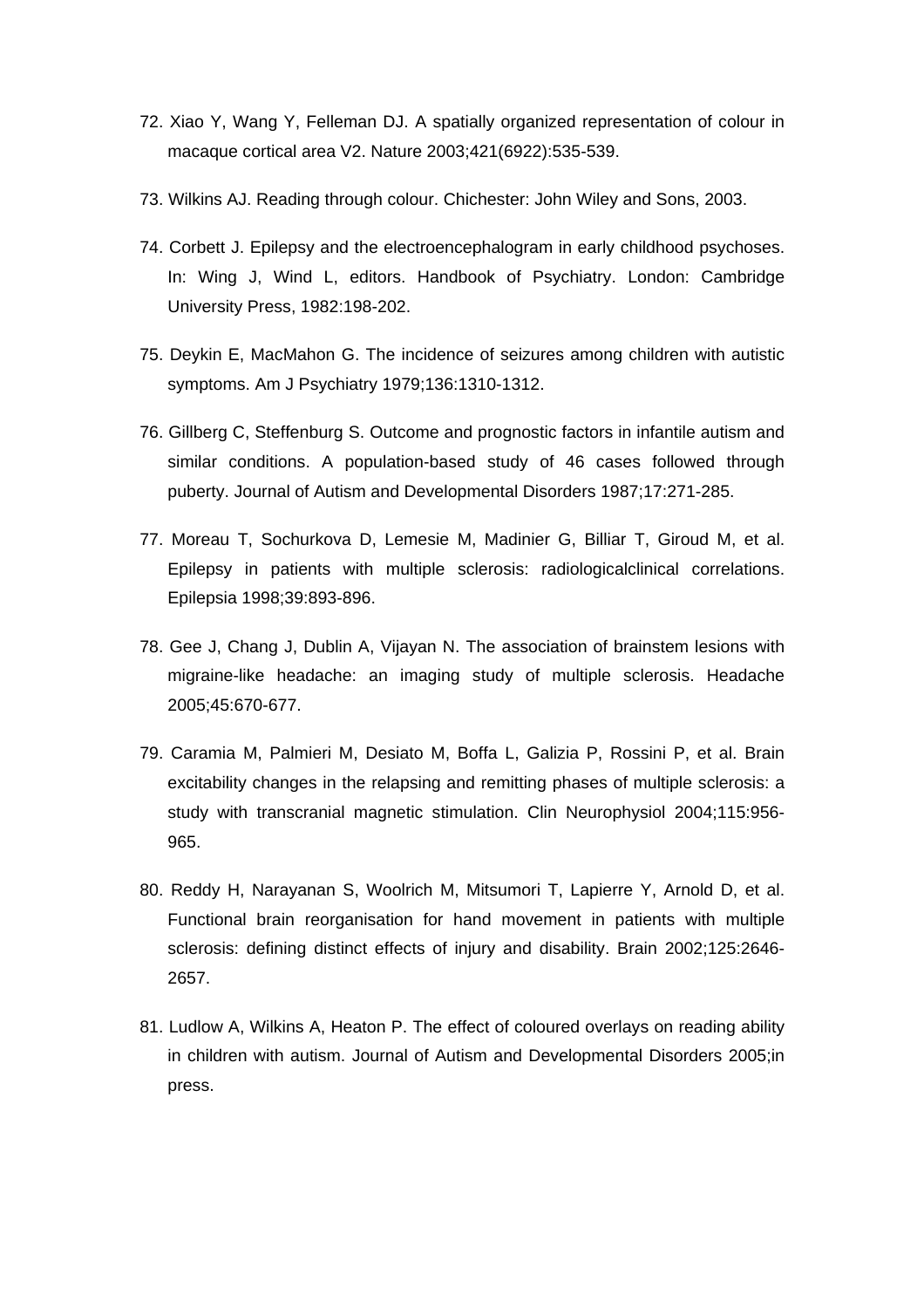72. Xiao Y, Wang Y, Felleman DJ. A spatially organized representation of colour in macaque cortical area V2. Nature 2003;421(6922):535-539.

73. Wilkins AJ. Reading through colour. Chichester: John Wiley and Sons, 2003.

74. Corbett J. Epilepsy and the electroencephalogram in early childhood psychoses. In: Wing J, Wind L, editors. Handbook of Psychiatry. London: Cambridge University Press, 1982:198-202.

75. Deykin E, MacMahon G. The incidence of seizures among children with autistic symptoms. Am J Psychiatry 1979;136:1310-1312.

76. Gillberg C, Steffenburg S. Outcome and prognostic factors in infantile autism and similar conditions. A population-based study of 46 cases followed through puberty. Journal of Autism and Developmental Disorders 1987;17:271-285.

77. Moreau T, Sochurkova D, Lemesie M, Madinier G, Billiar T, Giroud M, et al. Epilepsy in patients with multiple sclerosis: radiologicalclinical correlations. Epilepsia 1998;39:893-896.

78. Gee J, Chang J, Dublin A, Vijayan N. The association of brainstem lesions with migraine-like headache: an imaging study of multiple sclerosis. Headache 2005;45:670-677.

79. Caramia M, Palmieri M, Desiato M, Boffa L, Galizia P, Rossini P, et al. Brain excitability changes in the relapsing and remitting phases of multiple sclerosis: a study with transcranial magnetic stimulation. Clin Neurophysiol 2004;115:956-965.

80. Reddy H, Narayanan S, Woolrich M, Mitsumori T, Lapierre Y, Arnold D, et al. Functional brain reorganisation for hand movement in patients with multiple sclerosis: defining distinct effects of injury and disability. Brain 2002;125:2646-2657.

81. Ludlow A, Wilkins A, Heaton P. The effect of coloured overlays on reading ability in children with autism. Journal of Autism and Developmental Disorders 2005;in press.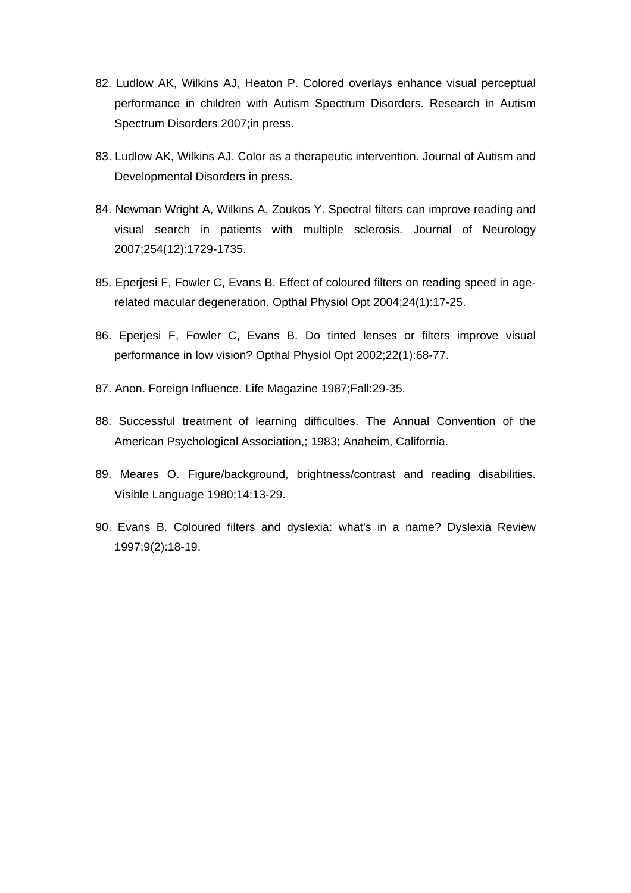82. Ludlow AK, Wilkins AJ, Heaton P. Colored overlays enhance visual perceptual performance in children with Autism Spectrum Disorders. Research in Autism Spectrum Disorders 2007;in press.

83. Ludlow AK, Wilkins AJ. Color as a therapeutic intervention. Journal of Autism and Developmental Disorders in press.

84. Newman Wright A, Wilkins A, Zoukos Y. Spectral filters can improve reading and visual search in patients with multiple sclerosis. Journal of Neurology 2007;254(12):1729-1735.

85. Eperjesi F, Fowler C, Evans B. Effect of coloured filters on reading speed in age-related macular degeneration. Opthal Physiol Opt 2004;24(1):17-25.

86. Eperjesi F, Fowler C, Evans B. Do tinted lenses or filters improve visual performance in low vision? Opthal Physiol Opt 2002;22(1):68-77.

87. Anon. Foreign Influence. Life Magazine 1987;Fall:29-35.

88. Successful treatment of learning difficulties. The Annual Convention of the American Psychological Association,; 1983; Anaheim, California.

89. Meares O. Figure/background, brightness/contrast and reading disabilities. Visible Language 1980;14:13-29.

90. Evans B. Coloured filters and dyslexia: what's in a name? Dyslexia Review 1997;9(2):18-19.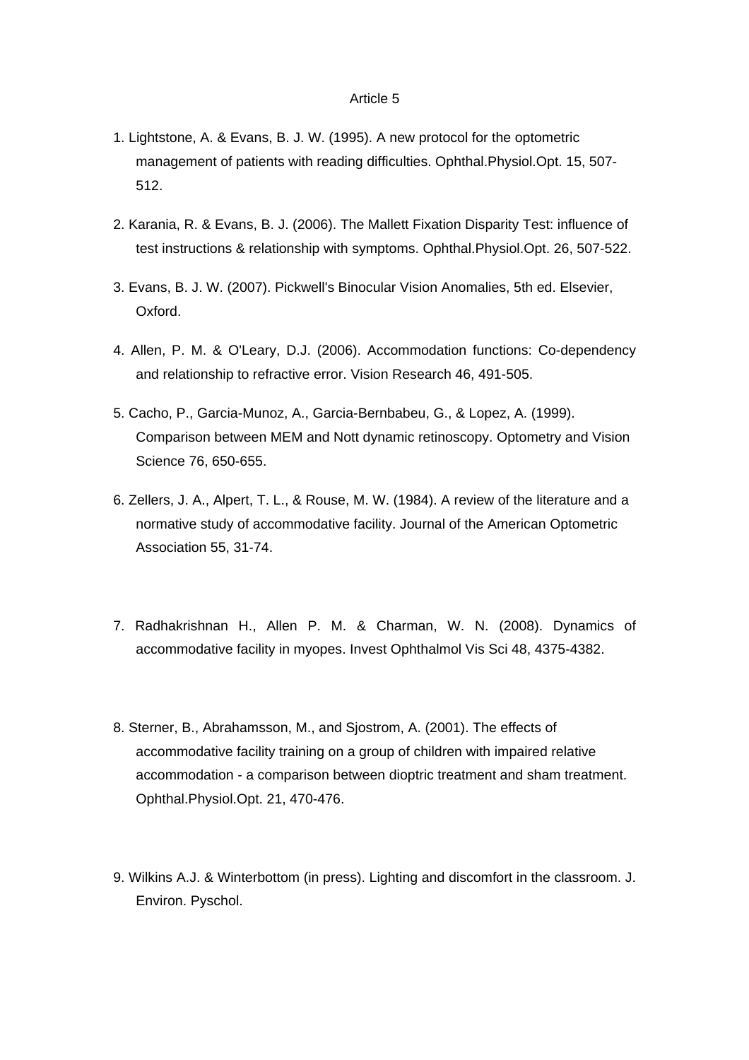Article 5

1. Lightstone, A. & Evans, B. J. W. (1995). A new protocol for the optometric management of patients with reading difficulties. Ophthal.Physiol.Opt. 15, 507-512.

2. Karania, R. & Evans, B. J. (2006). The Mallett Fixation Disparity Test: influence of test instructions & relationship with symptoms. Ophthal.Physiol.Opt. 26, 507-522.

3. Evans, B. J. W. (2007). Pickwell's Binocular Vision Anomalies, 5th ed. Elsevier, Oxford.

4. Allen, P. M. & O'Leary, D.J. (2006). Accommodation functions: Co-dependency and relationship to refractive error. Vision Research 46, 491-505.

5. Cacho, P., Garcia-Munoz, A., Garcia-Bernbabeu, G., & Lopez, A. (1999). Comparison between MEM and Nott dynamic retinoscopy. Optometry and Vision Science 76, 650-655.

6. Zellers, J. A., Alpert, T. L., & Rouse, M. W. (1984). A review of the literature and a normative study of accommodative facility. Journal of the American Optometric Association 55, 31-74.

7. Radhakrishnan H., Allen P. M. & Charman, W. N. (2008). Dynamics of accommodative facility in myopes. Invest Ophthalmol Vis Sci 48, 4375-4382.

8. Sterner, B., Abrahamsson, M., and Sjostrom, A. (2001). The effects of accommodative facility training on a group of children with impaired relative accommodation - a comparison between dioptric treatment and sham treatment. Ophthal.Physiol.Opt. 21, 470-476.

9. Wilkins A.J. & Winterbottom (in press). Lighting and discomfort in the classroom. J. Environ. Pyschol.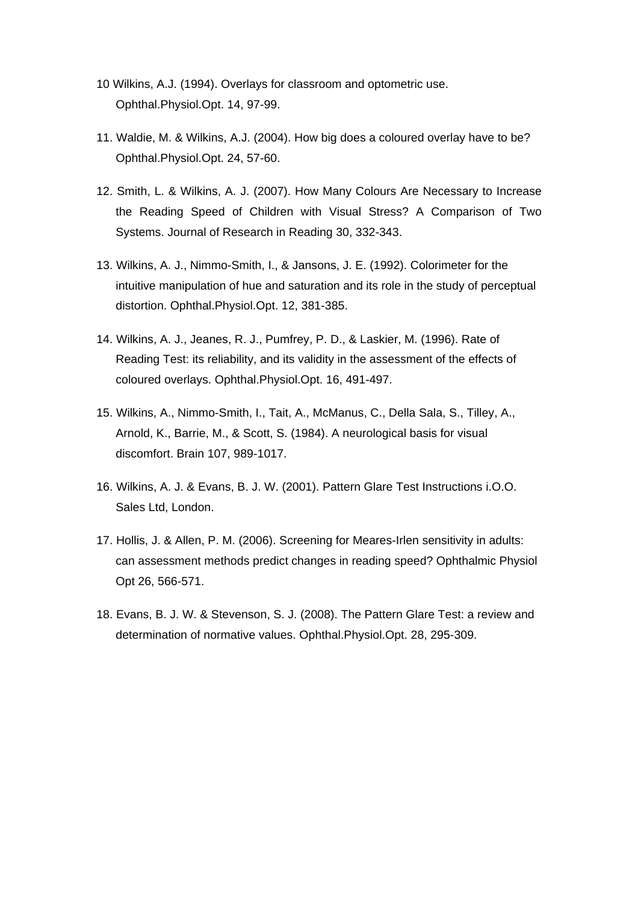10 Wilkins, A.J. (1994). Overlays for classroom and optometric use. Ophthal.Physiol.Opt. 14, 97-99.

11. Waldie, M. & Wilkins, A.J. (2004). How big does a coloured overlay have to be? Ophthal.Physiol.Opt. 24, 57-60.

12. Smith, L. & Wilkins, A. J. (2007). How Many Colours Are Necessary to Increase the Reading Speed of Children with Visual Stress? A Comparison of Two Systems. Journal of Research in Reading 30, 332-343.

13. Wilkins, A. J., Nimmo-Smith, I., & Jansons, J. E. (1992). Colorimeter for the intuitive manipulation of hue and saturation and its role in the study of perceptual distortion. Ophthal.Physiol.Opt. 12, 381-385.

14. Wilkins, A. J., Jeanes, R. J., Pumfrey, P. D., & Laskier, M. (1996). Rate of Reading Test: its reliability, and its validity in the assessment of the effects of coloured overlays. Ophthal.Physiol.Opt. 16, 491-497.

15. Wilkins, A., Nimmo-Smith, I., Tait, A., McManus, C., Della Sala, S., Tilley, A., Arnold, K., Barrie, M., & Scott, S. (1984). A neurological basis for visual discomfort. Brain 107, 989-1017.

16. Wilkins, A. J. & Evans, B. J. W. (2001). Pattern Glare Test Instructions i.O.O. Sales Ltd, London.

17. Hollis, J. & Allen, P. M. (2006). Screening for Meares-Irlen sensitivity in adults: can assessment methods predict changes in reading speed? Ophthalmic Physiol Opt 26, 566-571.

18. Evans, B. J. W. & Stevenson, S. J. (2008). The Pattern Glare Test: a review and determination of normative values. Ophthal.Physiol.Opt. 28, 295-309.